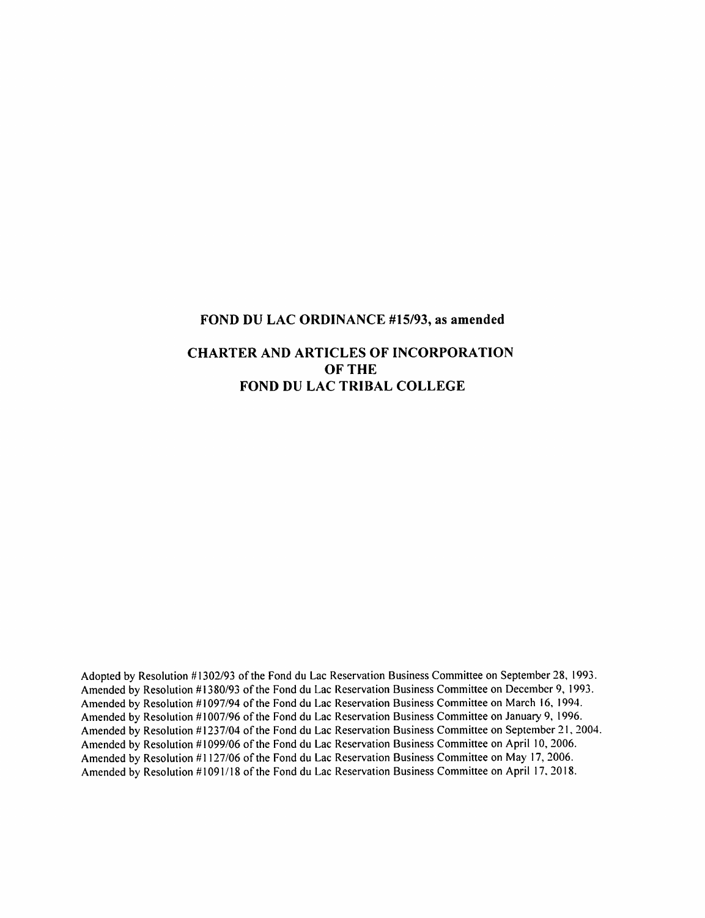# FOND DU LAC ORDINANCE #15/93, as amended

## CHARTER AND ARTICLES OF INCORPORATION OF THE FOND DU LAC TRIBAL COLLEGE

Adopted by Resolution #1302/93 of the Fond du Lac Reservation Business Committee on September 28, 1993.
Amended by Resolution #1380/93 of the Fond du Lac Reservation Business Committee on December 9, 1993.
Amended by Resolution #1097/94 of the Fond du Lac Reservation Business Committee on March 16, 1994.
Amended by Resolution #1007/96 of the Fond du Lac Reservation Business Committee on January 9, 1996.
Amended by Resolution #1237/04 of the Fond du Lac Reservation Business Committee on September 21, 2004.
Amended by Resolution #1099/06 of the Fond du Lac Reservation Business Committee on April 10, 2006.
Amended by Resolution #1127/06 of the Fond du Lac Reservation Business Committee on May 17, 2006.
Amended by Resolution #1091/18 of the Fond du Lac Reservation Business Committee on April 17, 2018.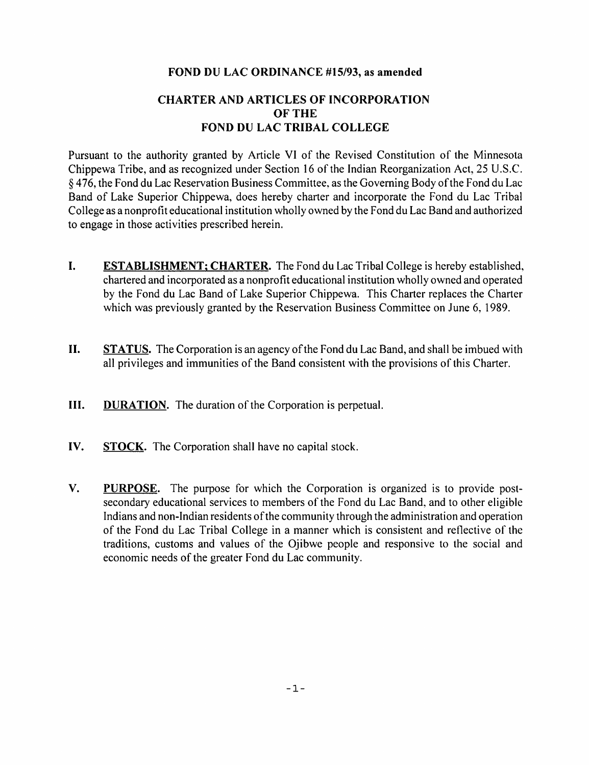**FOND DU LAC ORDINANCE #15/93, as amended**

# CHARTER AND ARTICLES OF INCORPORATION OF THE FOND DU LAC TRIBAL COLLEGE

Pursuant to the authority granted by Article VI of the Revised Constitution of the Minnesota Chippewa Tribe, and as recognized under Section 16 of the Indian Reorganization Act, 25 U.S.C. § 476, the Fond du Lac Reservation Business Committee, as the Governing Body of the Fond du Lac Band of Lake Superior Chippewa, does hereby charter and incorporate the Fond du Lac Tribal College as a nonprofit educational institution wholly owned by the Fond du Lac Band and authorized to engage in those activities prescribed herein.

**I. ESTABLISHMENT; CHARTER.** The Fond du Lac Tribal College is hereby established, chartered and incorporated as a nonprofit educational institution wholly owned and operated by the Fond du Lac Band of Lake Superior Chippewa. This Charter replaces the Charter which was previously granted by the Reservation Business Committee on June 6, 1989.

**II. STATUS.** The Corporation is an agency of the Fond du Lac Band, and shall be imbued with all privileges and immunities of the Band consistent with the provisions of this Charter.

**III. DURATION.** The duration of the Corporation is perpetual.

**IV. STOCK.** The Corporation shall have no capital stock.

**V. PURPOSE.** The purpose for which the Corporation is organized is to provide post-secondary educational services to members of the Fond du Lac Band, and to other eligible Indians and non-Indian residents of the community through the administration and operation of the Fond du Lac Tribal College in a manner which is consistent and reflective of the traditions, customs and values of the Ojibwe people and responsive to the social and economic needs of the greater Fond du Lac community.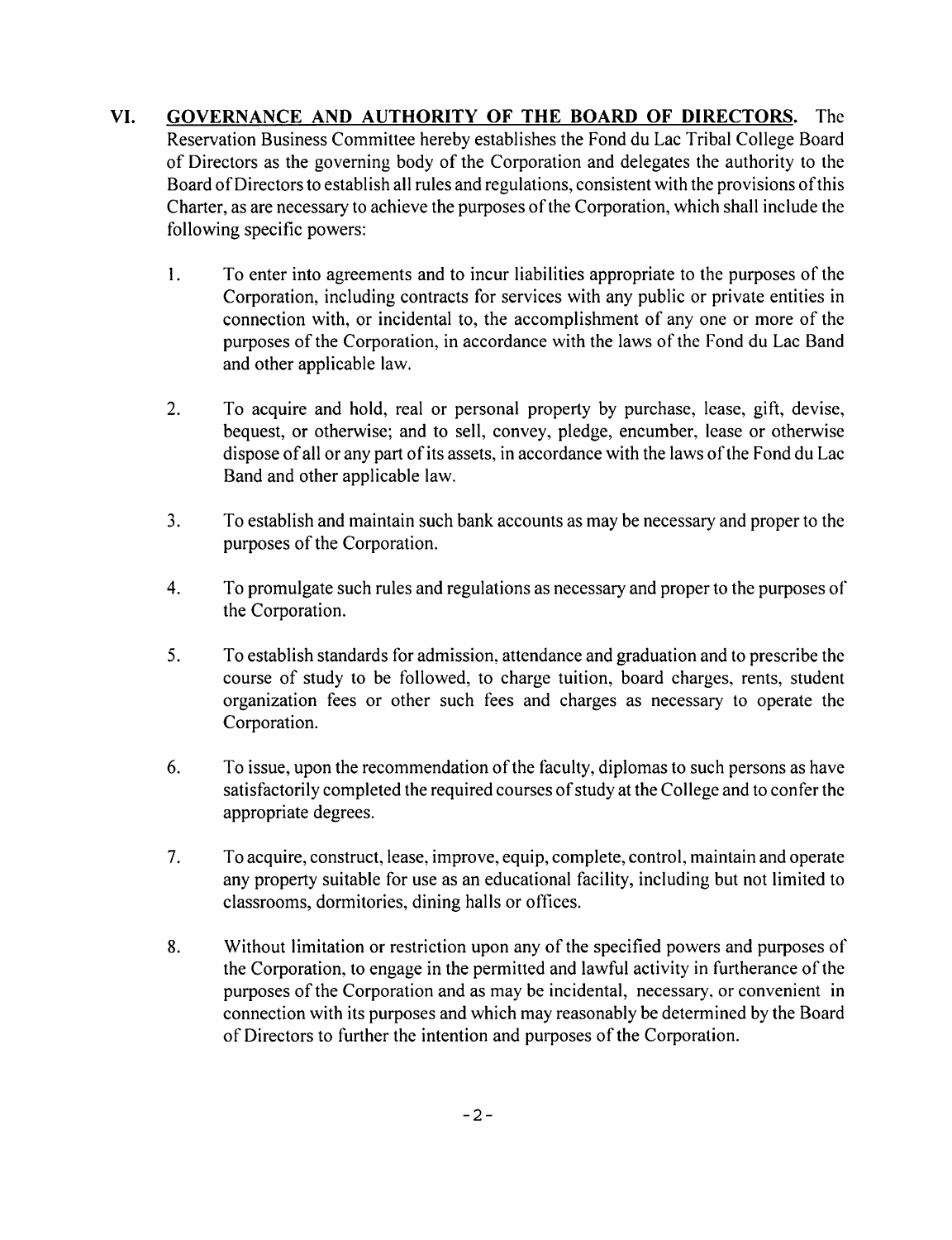**VI. <u>GOVERNANCE AND AUTHORITY OF THE BOARD OF DIRECTORS.</u>** The Reservation Business Committee hereby establishes the Fond du Lac Tribal College Board of Directors as the governing body of the Corporation and delegates the authority to the Board of Directors to establish all rules and regulations, consistent with the provisions of this Charter, as are necessary to achieve the purposes of the Corporation, which shall include the following specific powers:

1. To enter into agreements and to incur liabilities appropriate to the purposes of the Corporation, including contracts for services with any public or private entities in connection with, or incidental to, the accomplishment of any one or more of the purposes of the Corporation, in accordance with the laws of the Fond du Lac Band and other applicable law.

2. To acquire and hold, real or personal property by purchase, lease, gift, devise, bequest, or otherwise; and to sell, convey, pledge, encumber, lease or otherwise dispose of all or any part of its assets, in accordance with the laws of the Fond du Lac Band and other applicable law.

3. To establish and maintain such bank accounts as may be necessary and proper to the purposes of the Corporation.

4. To promulgate such rules and regulations as necessary and proper to the purposes of the Corporation.

5. To establish standards for admission, attendance and graduation and to prescribe the course of study to be followed, to charge tuition, board charges, rents, student organization fees or other such fees and charges as necessary to operate the Corporation.

6. To issue, upon the recommendation of the faculty, diplomas to such persons as have satisfactorily completed the required courses of study at the College and to confer the appropriate degrees.

7. To acquire, construct, lease, improve, equip, complete, control, maintain and operate any property suitable for use as an educational facility, including but not limited to classrooms, dormitories, dining halls or offices.

8. Without limitation or restriction upon any of the specified powers and purposes of the Corporation, to engage in the permitted and lawful activity in furtherance of the purposes of the Corporation and as may be incidental, necessary, or convenient in connection with its purposes and which may reasonably be determined by the Board of Directors to further the intention and purposes of the Corporation.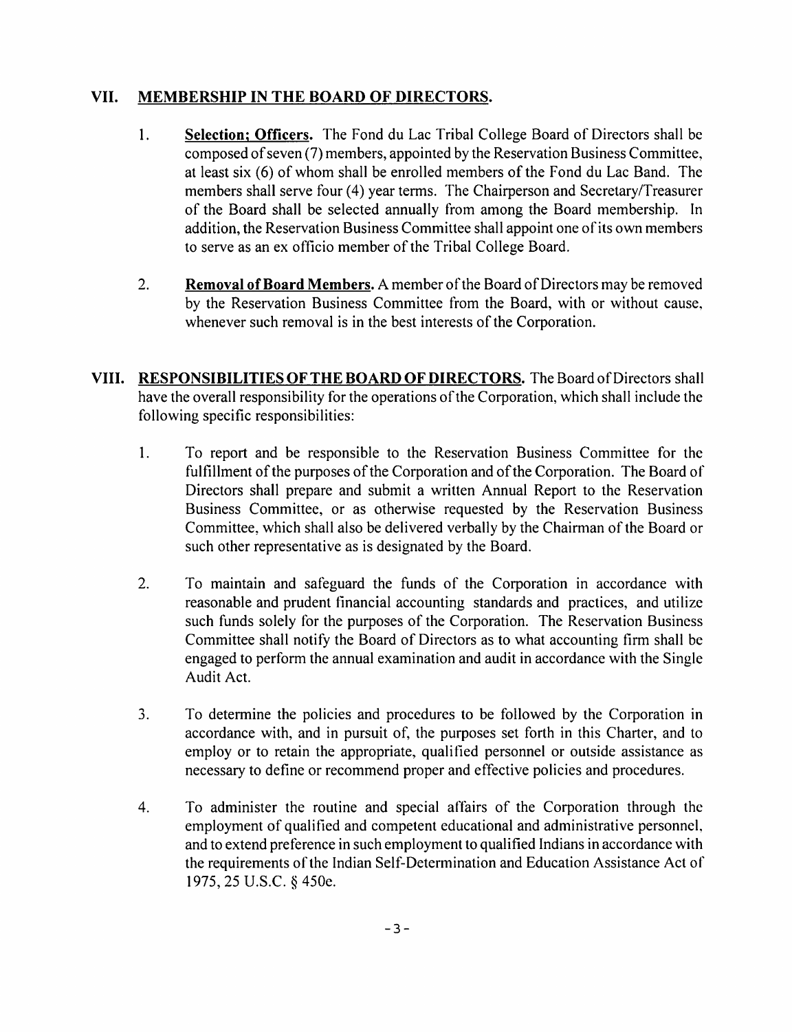## VII. MEMBERSHIP IN THE BOARD OF DIRECTORS.

1. **Selection; Officers.** The Fond du Lac Tribal College Board of Directors shall be composed of seven (7) members, appointed by the Reservation Business Committee, at least six (6) of whom shall be enrolled members of the Fond du Lac Band. The members shall serve four (4) year terms. The Chairperson and Secretary/Treasurer of the Board shall be selected annually from among the Board membership. In addition, the Reservation Business Committee shall appoint one of its own members to serve as an ex officio member of the Tribal College Board.

2. **Removal of Board Members.** A member of the Board of Directors may be removed by the Reservation Business Committee from the Board, with or without cause, whenever such removal is in the best interests of the Corporation.

## VIII. RESPONSIBILITIES OF THE BOARD OF DIRECTORS.

The Board of Directors shall have the overall responsibility for the operations of the Corporation, which shall include the following specific responsibilities:

1. To report and be responsible to the Reservation Business Committee for the fulfillment of the purposes of the Corporation and of the Corporation. The Board of Directors shall prepare and submit a written Annual Report to the Reservation Business Committee, or as otherwise requested by the Reservation Business Committee, which shall also be delivered verbally by the Chairman of the Board or such other representative as is designated by the Board.

2. To maintain and safeguard the funds of the Corporation in accordance with reasonable and prudent financial accounting standards and practices, and utilize such funds solely for the purposes of the Corporation. The Reservation Business Committee shall notify the Board of Directors as to what accounting firm shall be engaged to perform the annual examination and audit in accordance with the Single Audit Act.

3. To determine the policies and procedures to be followed by the Corporation in accordance with, and in pursuit of, the purposes set forth in this Charter, and to employ or to retain the appropriate, qualified personnel or outside assistance as necessary to define or recommend proper and effective policies and procedures.

4. To administer the routine and special affairs of the Corporation through the employment of qualified and competent educational and administrative personnel, and to extend preference in such employment to qualified Indians in accordance with the requirements of the Indian Self-Determination and Education Assistance Act of 1975, 25 U.S.C. § 450e.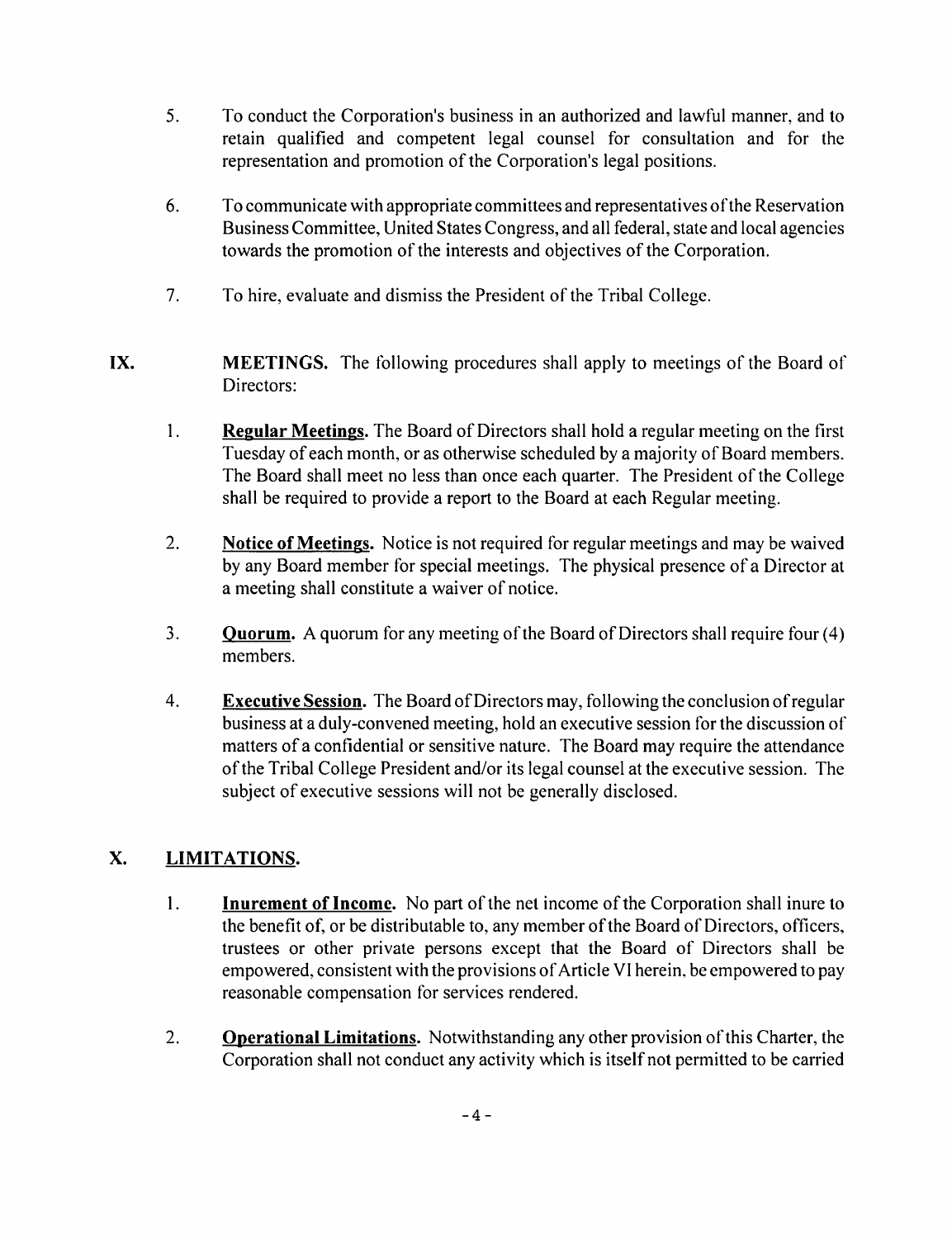5. To conduct the Corporation's business in an authorized and lawful manner, and to retain qualified and competent legal counsel for consultation and for the representation and promotion of the Corporation's legal positions.

6. To communicate with appropriate committees and representatives of the Reservation Business Committee, United States Congress, and all federal, state and local agencies towards the promotion of the interests and objectives of the Corporation.

7. To hire, evaluate and dismiss the President of the Tribal College.

**IX. MEETINGS.** The following procedures shall apply to meetings of the Board of Directors:

1. **Regular Meetings.** The Board of Directors shall hold a regular meeting on the first Tuesday of each month, or as otherwise scheduled by a majority of Board members. The Board shall meet no less than once each quarter. The President of the College shall be required to provide a report to the Board at each Regular meeting.

2. **Notice of Meetings.** Notice is not required for regular meetings and may be waived by any Board member for special meetings. The physical presence of a Director at a meeting shall constitute a waiver of notice.

3. **Quorum.** A quorum for any meeting of the Board of Directors shall require four (4) members.

4. **Executive Session.** The Board of Directors may, following the conclusion of regular business at a duly-convened meeting, hold an executive session for the discussion of matters of a confidential or sensitive nature. The Board may require the attendance of the Tribal College President and/or its legal counsel at the executive session. The subject of executive sessions will not be generally disclosed.

## X. LIMITATIONS.

1. **Inurement of Income.** No part of the net income of the Corporation shall inure to the benefit of, or be distributable to, any member of the Board of Directors, officers, trustees or other private persons except that the Board of Directors shall be empowered, consistent with the provisions of Article VI herein, be empowered to pay reasonable compensation for services rendered.

2. **Operational Limitations.** Notwithstanding any other provision of this Charter, the Corporation shall not conduct any activity which is itself not permitted to be carried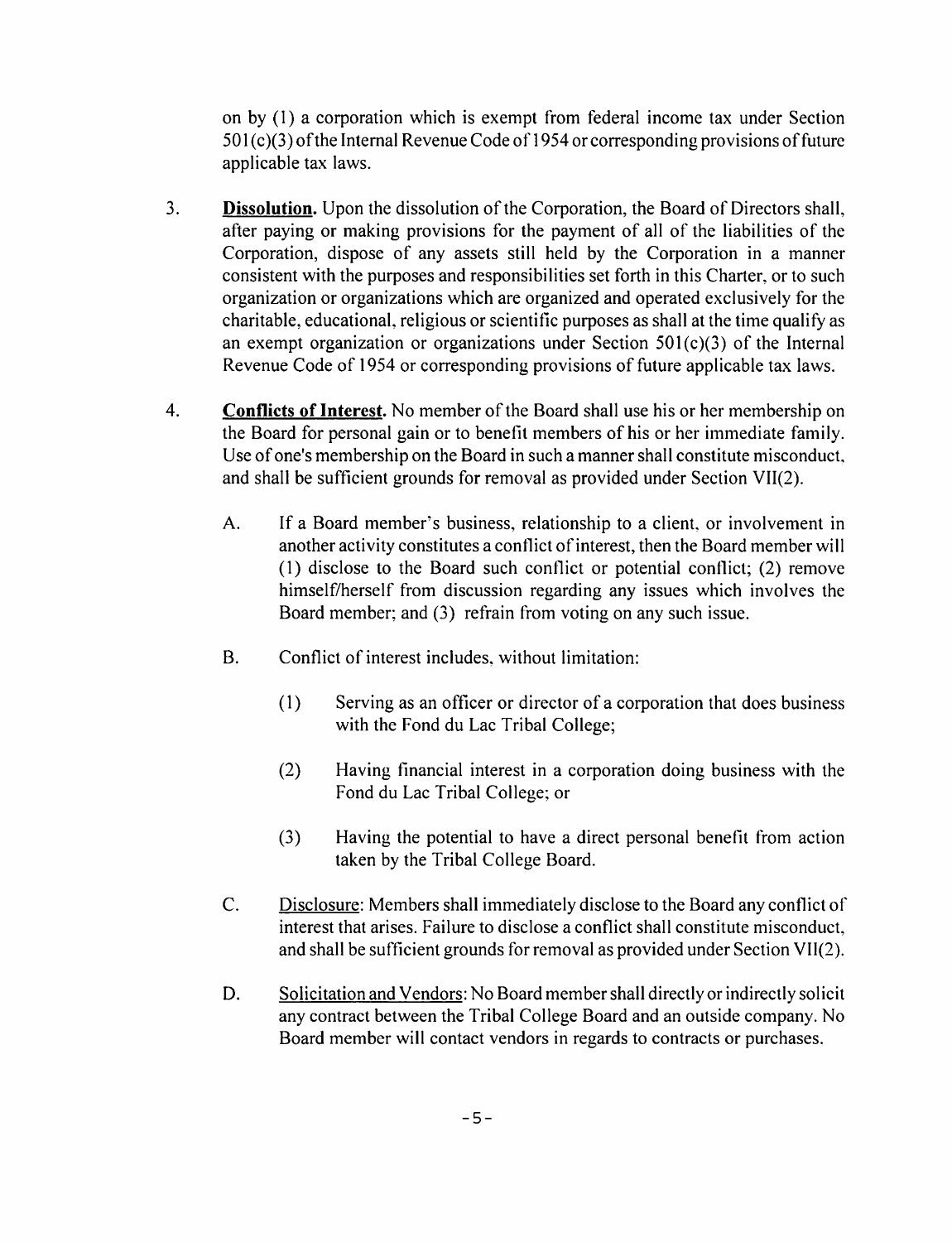on by (1) a corporation which is exempt from federal income tax under Section 501(c)(3) of the Internal Revenue Code of 1954 or corresponding provisions of future applicable tax laws.

3. **Dissolution.** Upon the dissolution of the Corporation, the Board of Directors shall, after paying or making provisions for the payment of all of the liabilities of the Corporation, dispose of any assets still held by the Corporation in a manner consistent with the purposes and responsibilities set forth in this Charter, or to such organization or organizations which are organized and operated exclusively for the charitable, educational, religious or scientific purposes as shall at the time qualify as an exempt organization or organizations under Section 501(c)(3) of the Internal Revenue Code of 1954 or corresponding provisions of future applicable tax laws.

4. **Conflicts of Interest.** No member of the Board shall use his or her membership on the Board for personal gain or to benefit members of his or her immediate family. Use of one's membership on the Board in such a manner shall constitute misconduct, and shall be sufficient grounds for removal as provided under Section VII(2).

   A. If a Board member's business, relationship to a client, or involvement in another activity constitutes a conflict of interest, then the Board member will (1) disclose to the Board such conflict or potential conflict; (2) remove himself/herself from discussion regarding any issues which involves the Board member; and (3) refrain from voting on any such issue.

   B. Conflict of interest includes, without limitation:

      (1) Serving as an officer or director of a corporation that does business with the Fond du Lac Tribal College;

      (2) Having financial interest in a corporation doing business with the Fond du Lac Tribal College; or

      (3) Having the potential to have a direct personal benefit from action taken by the Tribal College Board.

   C. <u>Disclosure</u>: Members shall immediately disclose to the Board any conflict of interest that arises. Failure to disclose a conflict shall constitute misconduct, and shall be sufficient grounds for removal as provided under Section VII(2).

   D. <u>Solicitation and Vendors</u>: No Board member shall directly or indirectly solicit any contract between the Tribal College Board and an outside company. No Board member will contact vendors in regards to contracts or purchases.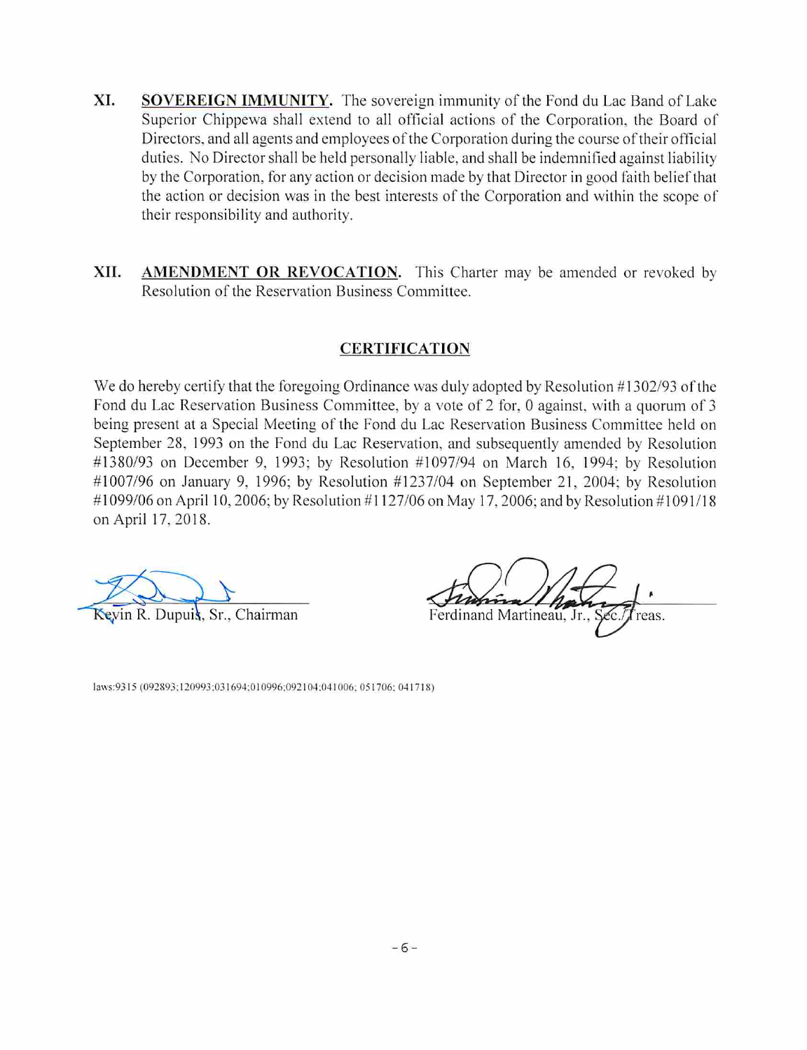**XI. SOVEREIGN IMMUNITY.** The sovereign immunity of the Fond du Lac Band of Lake Superior Chippewa shall extend to all official actions of the Corporation, the Board of Directors, and all agents and employees of the Corporation during the course of their official duties. No Director shall be held personally liable, and shall be indemnified against liability by the Corporation, for any action or decision made by that Director in good faith belief that the action or decision was in the best interests of the Corporation and within the scope of their responsibility and authority.

**XII. AMENDMENT OR REVOCATION.** This Charter may be amended or revoked by Resolution of the Reservation Business Committee.

## CERTIFICATION

We do hereby certify that the foregoing Ordinance was duly adopted by Resolution #1302/93 of the Fond du Lac Reservation Business Committee, by a vote of 2 for, 0 against, with a quorum of 3 being present at a Special Meeting of the Fond du Lac Reservation Business Committee held on September 28, 1993 on the Fond du Lac Reservation, and subsequently amended by Resolution #1380/93 on December 9, 1993; by Resolution #1097/94 on March 16, 1994; by Resolution #1007/96 on January 9, 1996; by Resolution #1237/04 on September 21, 2004; by Resolution #1099/06 on April 10, 2006; by Resolution #1127/06 on May 17, 2006; and by Resolution #1091/18 on April 17, 2018.

Kevin R. Dupuis, Sr., Chairman

Ferdinand Martineau, Jr., Sec./Treas.

laws:9315 (092893;120993;031694;010996;092104;041006; 051706; 041718)